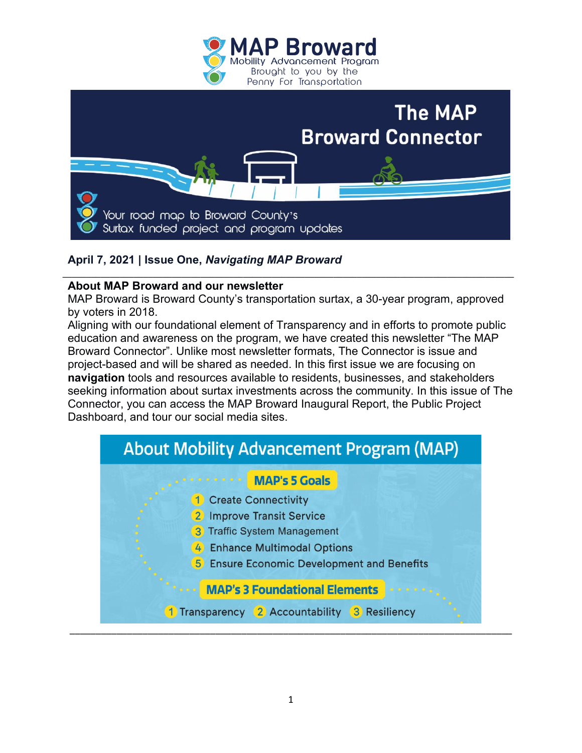# MAP Broward

Mobility Advancement Program
Brought to you by the
Penny For Transportation

## The MAP Broward Connector

Your road map to Broward County's Surtax funded project and program updates

**April 7, 2021 | Issue One, *Navigating MAP Broward***

---

**About MAP Broward and our newsletter**

MAP Broward is Broward County's transportation surtax, a 30-year program, approved by voters in 2018.

Aligning with our foundational element of Transparency and in efforts to promote public education and awareness on the program, we have created this newsletter "The MAP Broward Connector". Unlike most newsletter formats, The Connector is issue and project-based and will be shared as needed. In this first issue we are focusing on **navigation** tools and resources available to residents, businesses, and stakeholders seeking information about surtax investments across the community. In this issue of The Connector, you can access the MAP Broward Inaugural Report, the Public Project Dashboard, and tour our social media sites.

### About Mobility Advancement Program (MAP)

**MAP's 5 Goals**

1. Create Connectivity
2. Improve Transit Service
3. Traffic System Management
4. Enhance Multimodal Options
5. Ensure Economic Development and Benefits

**MAP's 3 Foundational Elements**

1. Transparency
2. Accountability
3. Resiliency

---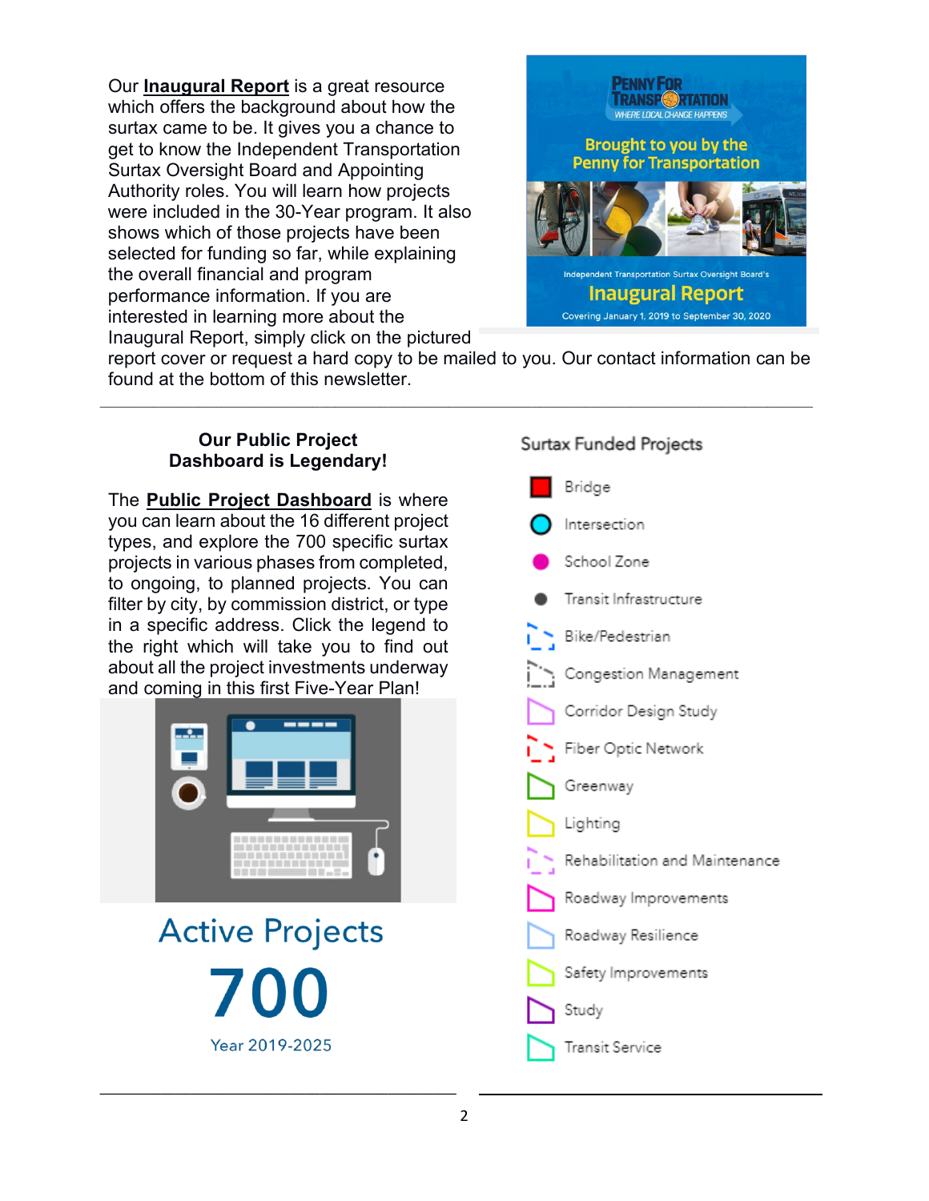Our **Inaugural Report** is a great resource which offers the background about how the surtax came to be. It gives you a chance to get to know the Independent Transportation Surtax Oversight Board and Appointing Authority roles. You will learn how projects were included in the 30-Year program. It also shows which of those projects have been selected for funding so far, while explaining the overall financial and program performance information. If you are interested in learning more about the Inaugural Report, simply click on the pictured report cover or request a hard copy to be mailed to you. Our contact information can be found at the bottom of this newsletter.

PENNY FOR TRANSPORTATION
WHERE LOCAL CHANGE HAPPENS

Brought to you by the Penny for Transportation

Independent Transportation Surtax Oversight Board's
Inaugural Report
Covering January 1, 2019 to September 30, 2020

---

## Our Public Project Dashboard is Legendary!

The **Public Project Dashboard** is where you can learn about the 16 different project types, and explore the 700 specific surtax projects in various phases from completed, to ongoing, to planned projects. You can filter by city, by commission district, or type in a specific address. Click the legend to the right which will take you to find out about all the project investments underway and coming in this first Five-Year Plan!

Active Projects
700
Year 2019-2025

### Surtax Funded Projects

- Bridge
- Intersection
- School Zone
- Transit Infrastructure
- Bike/Pedestrian
- Congestion Management
- Corridor Design Study
- Fiber Optic Network
- Greenway
- Lighting
- Rehabilitation and Maintenance
- Roadway Improvements
- Roadway Resilience
- Safety Improvements
- Study
- Transit Service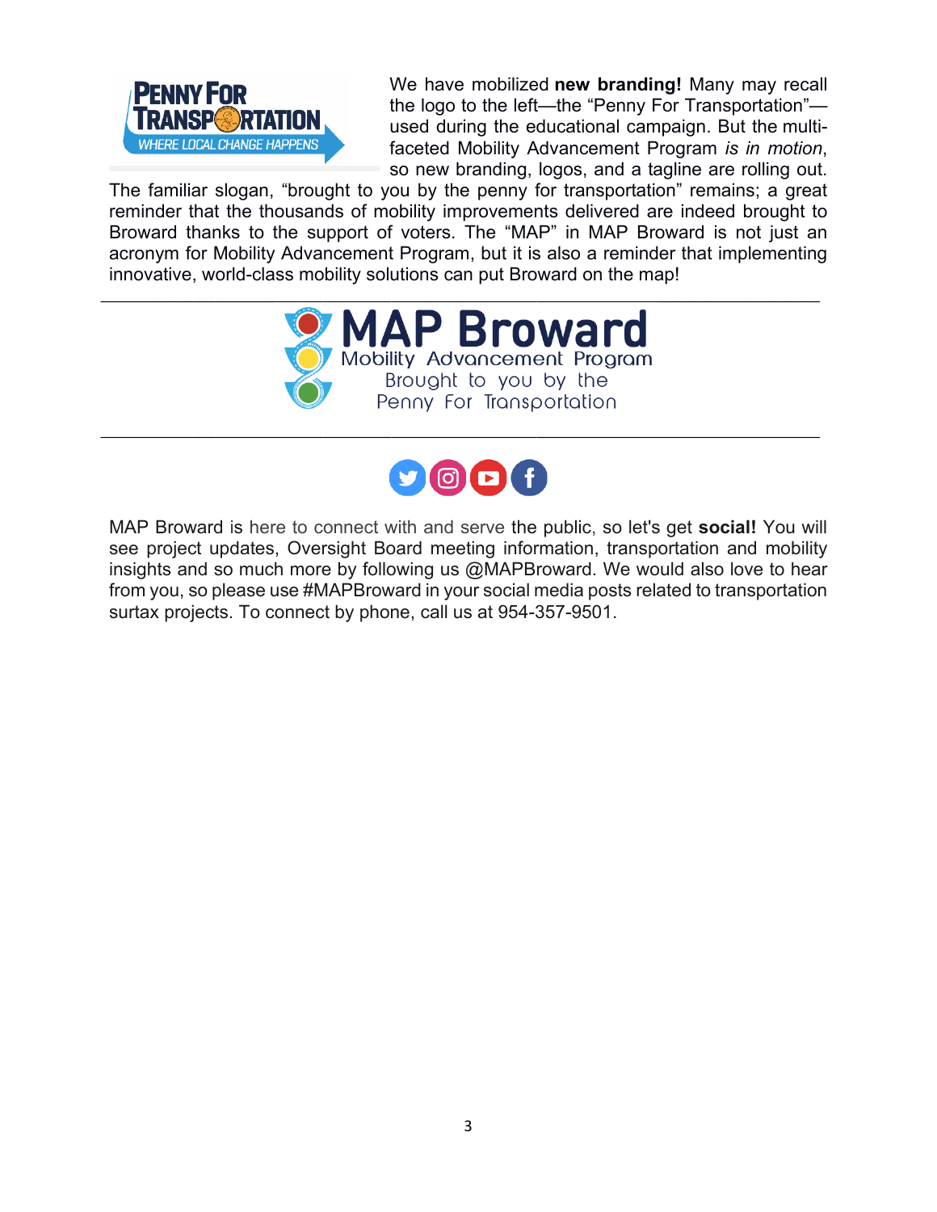PENNY FOR TRANSPORTATION
WHERE LOCAL CHANGE HAPPENS

We have mobilized **new branding!** Many may recall the logo to the left—the "Penny For Transportation"—used during the educational campaign. But the multi-faceted Mobility Advancement Program *is in motion*, so new branding, logos, and a tagline are rolling out. The familiar slogan, "brought to you by the penny for transportation" remains; a great reminder that the thousands of mobility improvements delivered are indeed brought to Broward thanks to the support of voters. The "MAP" in MAP Broward is not just an acronym for Mobility Advancement Program, but it is also a reminder that implementing innovative, world-class mobility solutions can put Broward on the map!

---

MAP Broward
Mobility Advancement Program
Brought to you by the
Penny For Transportation

---

MAP Broward is here to connect with and serve the public, so let's get **social!** You will see project updates, Oversight Board meeting information, transportation and mobility insights and so much more by following us @MAPBroward. We would also love to hear from you, so please use #MAPBroward in your social media posts related to transportation surtax projects. To connect by phone, call us at 954-357-9501.